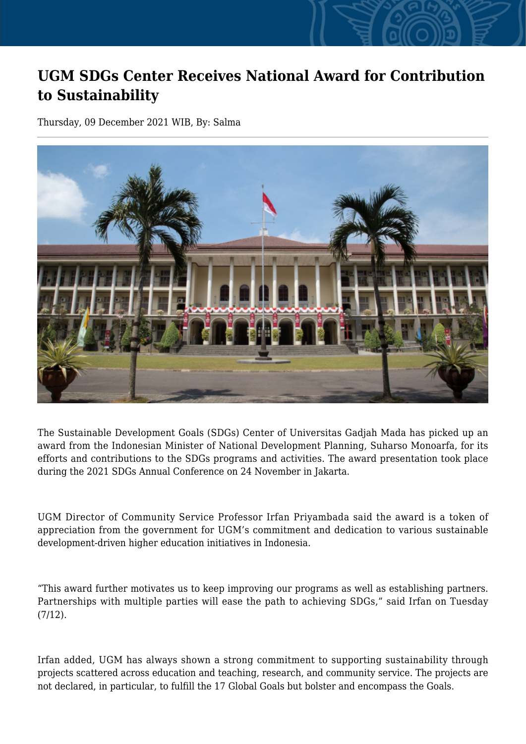# UGM SDGs Center Receives National Award for Contribution to Sustainability

Thursday, 09 December 2021 WIB, By: Salma

The Sustainable Development Goals (SDGs) Center of Universitas Gadjah Mada has picked up an award from the Indonesian Minister of National Development Planning, Suharso Monoarfa, for its efforts and contributions to the SDGs programs and activities. The award presentation took place during the 2021 SDGs Annual Conference on 24 November in Jakarta.

UGM Director of Community Service Professor Irfan Priyambada said the award is a token of appreciation from the government for UGM's commitment and dedication to various sustainable development-driven higher education initiatives in Indonesia.

"This award further motivates us to keep improving our programs as well as establishing partners. Partnerships with multiple parties will ease the path to achieving SDGs," said Irfan on Tuesday (7/12).

Irfan added, UGM has always shown a strong commitment to supporting sustainability through projects scattered across education and teaching, research, and community service. The projects are not declared, in particular, to fulfill the 17 Global Goals but bolster and encompass the Goals.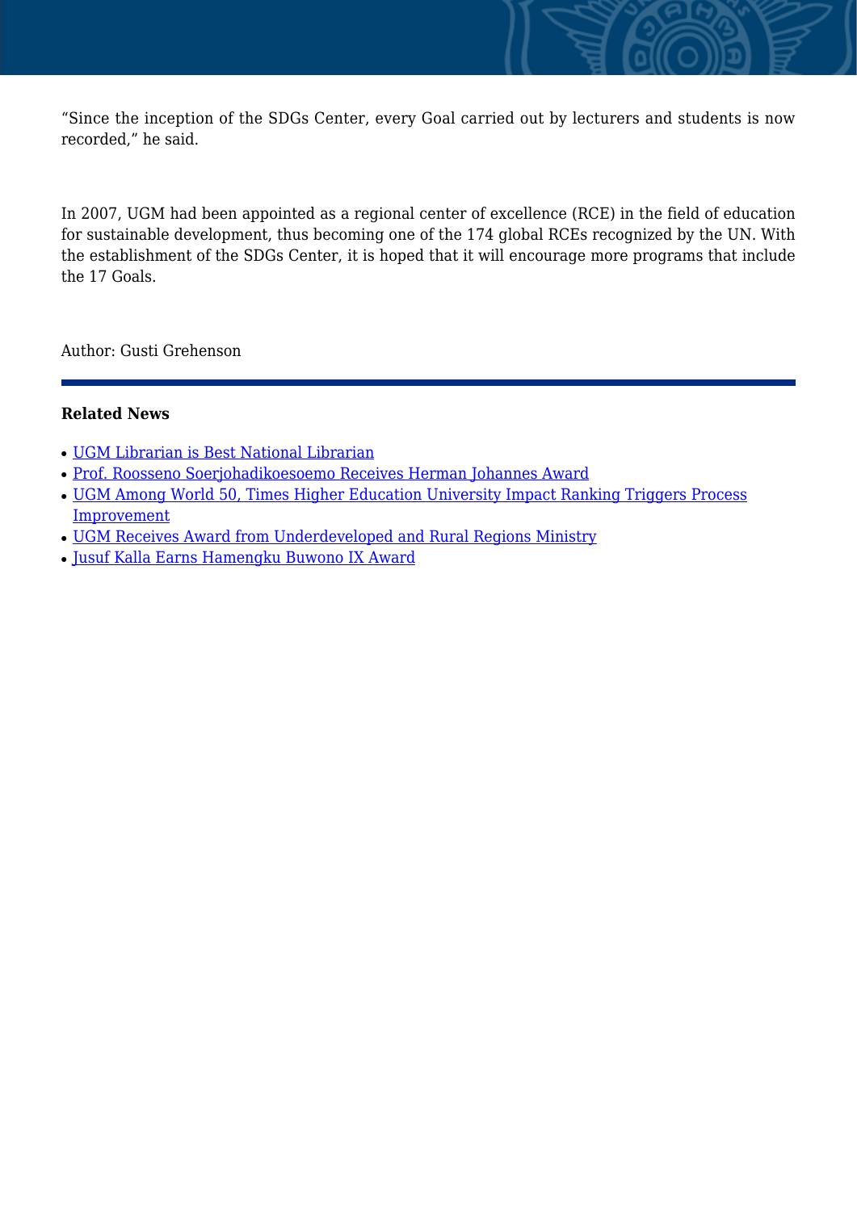"Since the inception of the SDGs Center, every Goal carried out by lecturers and students is now recorded," he said.

In 2007, UGM had been appointed as a regional center of excellence (RCE) in the field of education for sustainable development, thus becoming one of the 174 global RCEs recognized by the UN. With the establishment of the SDGs Center, it is hoped that it will encourage more programs that include the 17 Goals.

Author: Gusti Grehenson

---

**Related News**

- UGM Librarian is Best National Librarian
- Prof. Roosseno Soerjohadikoesoemo Receives Herman Johannes Award
- UGM Among World 50, Times Higher Education University Impact Ranking Triggers Process Improvement
- UGM Receives Award from Underdeveloped and Rural Regions Ministry
- Jusuf Kalla Earns Hamengku Buwono IX Award